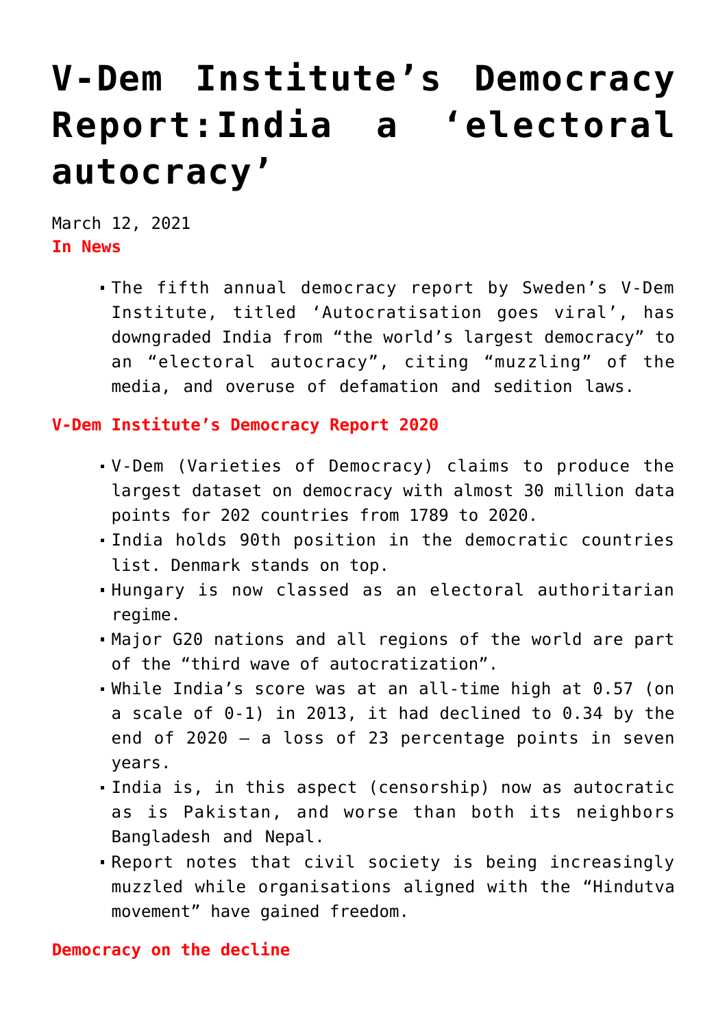# V-Dem Institute's Democracy Report:India a 'electoral autocracy'

March 12, 2021

**In News**

- The fifth annual democracy report by Sweden's V-Dem Institute, titled 'Autocratisation goes viral', has downgraded India from "the world's largest democracy" to an "electoral autocracy", citing "muzzling" of the media, and overuse of defamation and sedition laws.

**V-Dem Institute's Democracy Report 2020**

- V-Dem (Varieties of Democracy) claims to produce the largest dataset on democracy with almost 30 million data points for 202 countries from 1789 to 2020.
- India holds 90th position in the democratic countries list. Denmark stands on top.
- Hungary is now classed as an electoral authoritarian regime.
- Major G20 nations and all regions of the world are part of the "third wave of autocratization".
- While India's score was at an all-time high at 0.57 (on a scale of 0-1) in 2013, it had declined to 0.34 by the end of 2020 – a loss of 23 percentage points in seven years.
- India is, in this aspect (censorship) now as autocratic as is Pakistan, and worse than both its neighbors Bangladesh and Nepal.
- Report notes that civil society is being increasingly muzzled while organisations aligned with the "Hindutva movement" have gained freedom.

**Democracy on the decline**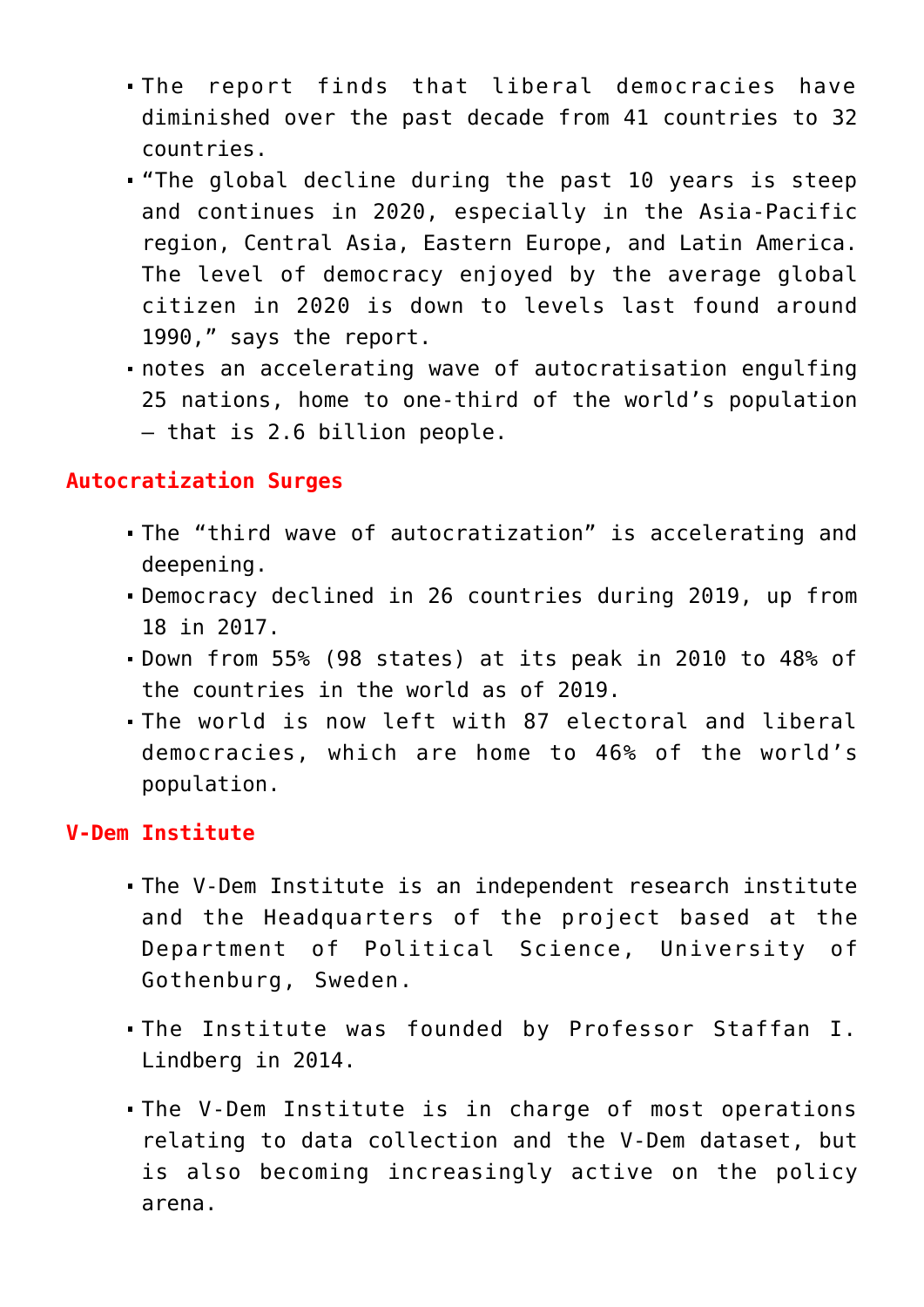- The report finds that liberal democracies have diminished over the past decade from 41 countries to 32 countries.
- "The global decline during the past 10 years is steep and continues in 2020, especially in the Asia-Pacific region, Central Asia, Eastern Europe, and Latin America. The level of democracy enjoyed by the average global citizen in 2020 is down to levels last found around 1990," says the report.
- notes an accelerating wave of autocratisation engulfing 25 nations, home to one-third of the world's population – that is 2.6 billion people.

## Autocratization Surges

- The "third wave of autocratization" is accelerating and deepening.
- Democracy declined in 26 countries during 2019, up from 18 in 2017.
- Down from 55% (98 states) at its peak in 2010 to 48% of the countries in the world as of 2019.
- The world is now left with 87 electoral and liberal democracies, which are home to 46% of the world's population.

## V-Dem Institute

- The V-Dem Institute is an independent research institute and the Headquarters of the project based at the Department of Political Science, University of Gothenburg, Sweden.
- The Institute was founded by Professor Staffan I. Lindberg in 2014.
- The V-Dem Institute is in charge of most operations relating to data collection and the V-Dem dataset, but is also becoming increasingly active on the policy arena.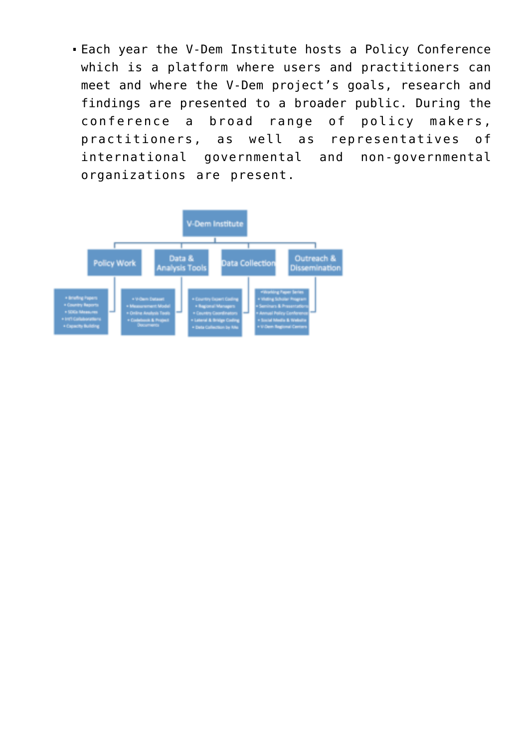- Each year the V-Dem Institute hosts a Policy Conference which is a platform where users and practitioners can meet and where the V-Dem project's goals, research and findings are presented to a broader public. During the conference a broad range of policy makers, practitioners, as well as representatives of international governmental and non-governmental organizations are present.

V-Dem Institute

Policy Work
- Briefing Papers
- Country Reports
- SDGs Measures
- Int'l Collaborations
- Capacity Building

Data & Analysis Tools
- V-Dem Dataset
- Measurement Model
- Online Analysis Tools
- Codebook & Project Documents

Data Collection
- Country Expert Coding
- Regional Managers
- Country Coordinators
- Lateral & Bridge Coding
- Data Collection by RAs

Outreach & Dissemination
- Working Paper Series
- Visiting Scholar Program
- Seminars & Presentations
- Annual Policy Conference
- Social Media & Website
- V-Dem Regional Centers